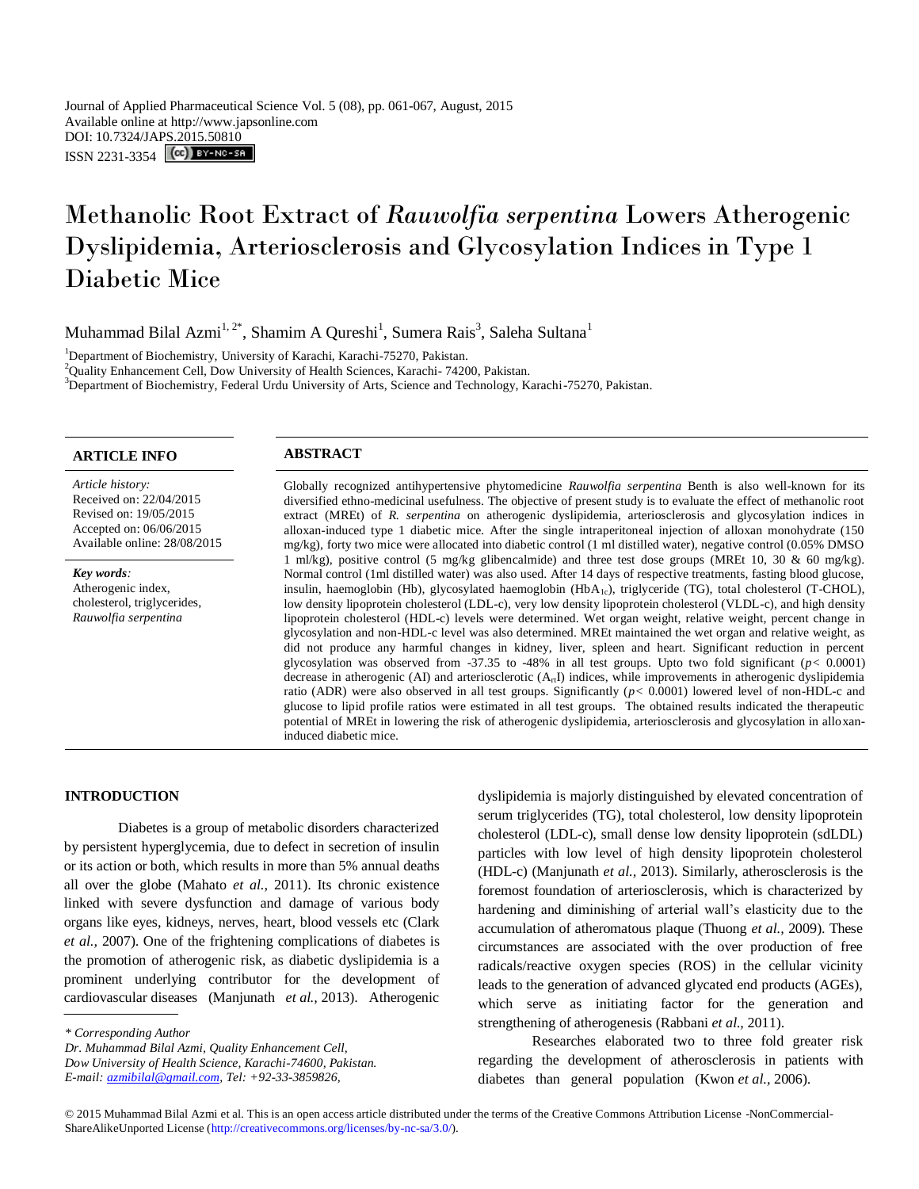Journal of Applied Pharmaceutical Science Vol. 5 (08), pp. 061-067, August, 2015
Available online at http://www.japsonline.com
DOI: 10.7324/JAPS.2015.50810
ISSN 2231-3354

# Methanolic Root Extract of *Rauwolfia serpentina* Lowers Atherogenic Dyslipidemia, Arteriosclerosis and Glycosylation Indices in Type 1 Diabetic Mice

Muhammad Bilal Azmi[1, 2*], Shamim A Qureshi[1], Sumera Rais[3], Saleha Sultana[1]

[1]Department of Biochemistry, University of Karachi, Karachi-75270, Pakistan.
[2]Quality Enhancement Cell, Dow University of Health Sciences, Karachi- 74200, Pakistan.
[3]Department of Biochemistry, Federal Urdu University of Arts, Science and Technology, Karachi-75270, Pakistan.

## ARTICLE INFO

*Article history:*
Received on: 22/04/2015
Revised on: 19/05/2015
Accepted on: 06/06/2015
Available online: 28/08/2015

***Key words:***
Atherogenic index, cholesterol, triglycerides, *Rauwolfia serpentina*

## ABSTRACT

Globally recognized antihypertensive phytomedicine *Rauwolfia serpentina* Benth is also well-known for its diversified ethno-medicinal usefulness. The objective of present study is to evaluate the effect of methanolic root extract (MREt) of *R. serpentina* on atherogenic dyslipidemia, arteriosclerosis and glycosylation indices in alloxan-induced type 1 diabetic mice. After the single intraperitoneal injection of alloxan monohydrate (150 mg/kg), forty two mice were allocated into diabetic control (1 ml distilled water), negative control (0.05% DMSO 1 ml/kg), positive control (5 mg/kg glibencalmide) and three test dose groups (MREt 10, 30 & 60 mg/kg). Normal control (1ml distilled water) was also used. After 14 days of respective treatments, fasting blood glucose, insulin, haemoglobin (Hb), glycosylated haemoglobin ($HbA_{1c}$), triglyceride (TG), total cholesterol (T-CHOL), low density lipoprotein cholesterol (LDL-c), very low density lipoprotein cholesterol (VLDL-c), and high density lipoprotein cholesterol (HDL-c) levels were determined. Wet organ weight, relative weight, percent change in glycosylation and non-HDL-c level was also determined. MREt maintained the wet organ and relative weight, as did not produce any harmful changes in kidney, liver, spleen and heart. Significant reduction in percent glycosylation was observed from -37.35 to -48% in all test groups. Upto two fold significant ($p < 0.0001$) decrease in atherogenic (AI) and arteriosclerotic ($A_{rt}I$) indices, while improvements in atherogenic dyslipidemia ratio (ADR) were also observed in all test groups. Significantly ($p < 0.0001$) lowered level of non-HDL-c and glucose to lipid profile ratios were estimated in all test groups. The obtained results indicated the therapeutic potential of MREt in lowering the risk of atherogenic dyslipidemia, arteriosclerosis and glycosylation in alloxan-induced diabetic mice.

## INTRODUCTION

Diabetes is a group of metabolic disorders characterized by persistent hyperglycemia, due to defect in secretion of insulin or its action or both, which results in more than 5% annual deaths all over the globe (Mahato *et al.,* 2011). Its chronic existence linked with severe dysfunction and damage of various body organs like eyes, kidneys, nerves, heart, blood vessels etc (Clark *et al.,* 2007). One of the frightening complications of diabetes is the promotion of atherogenic risk, as diabetic dyslipidemia is a prominent underlying contributor for the development of cardiovascular diseases (Manjunath *et al.,* 2013). Atherogenic dyslipidemia is majorly distinguished by elevated concentration of serum triglycerides (TG), total cholesterol, low density lipoprotein cholesterol (LDL-c), small dense low density lipoprotein (sdLDL) particles with low level of high density lipoprotein cholesterol (HDL-c) (Manjunath *et al.,* 2013). Similarly, atherosclerosis is the foremost foundation of arteriosclerosis, which is characterized by hardening and diminishing of arterial wall's elasticity due to the accumulation of atheromatous plaque (Thuong *et al.,* 2009). These circumstances are associated with the over production of free radicals/reactive oxygen species (ROS) in the cellular vicinity leads to the generation of advanced glycated end products (AGEs), which serve as initiating factor for the generation and strengthening of atherogenesis (Rabbani *et al.,* 2011).

Researches elaborated two to three fold greater risk regarding the development of atherosclerosis in patients with diabetes than general population (Kwon *et al.,* 2006).

---

*\* Corresponding Author*
*Dr. Muhammad Bilal Azmi, Quality Enhancement Cell, Dow University of Health Science, Karachi-74600, Pakistan. E-mail: azmibilal@gmail.com, Tel: +92-33-3859826,*

© 2015 Muhammad Bilal Azmi et al. This is an open access article distributed under the terms of the Creative Commons Attribution License -NonCommercial-ShareAlikeUnported License (http://creativecommons.org/licenses/by-nc-sa/3.0/).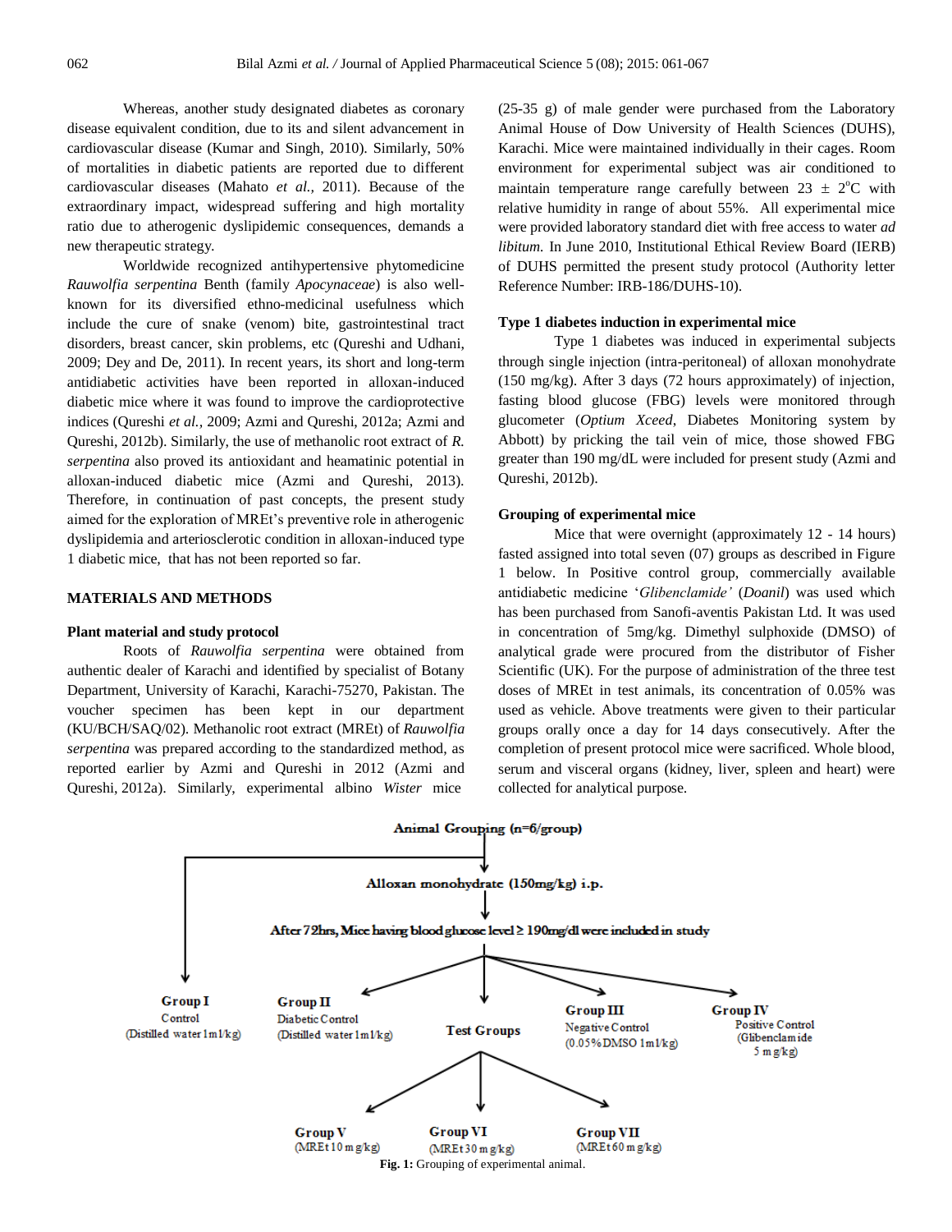Whereas, another study designated diabetes as coronary disease equivalent condition, due to its and silent advancement in cardiovascular disease (Kumar and Singh, 2010). Similarly, 50% of mortalities in diabetic patients are reported due to different cardiovascular diseases (Mahato *et al.,* 2011). Because of the extraordinary impact, widespread suffering and high mortality ratio due to atherogenic dyslipidemic consequences, demands a new therapeutic strategy.

Worldwide recognized antihypertensive phytomedicine *Rauwolfia serpentina* Benth (family *Apocynaceae*) is also well-known for its diversified ethno-medicinal usefulness which include the cure of snake (venom) bite, gastrointestinal tract disorders, breast cancer, skin problems, etc (Qureshi and Udhani, 2009; Dey and De, 2011). In recent years, its short and long-term antidiabetic activities have been reported in alloxan-induced diabetic mice where it was found to improve the cardioprotective indices (Qureshi *et al.,* 2009; Azmi and Qureshi, 2012a; Azmi and Qureshi, 2012b). Similarly, the use of methanolic root extract of *R. serpentina* also proved its antioxidant and heamatinic potential in alloxan-induced diabetic mice (Azmi and Qureshi, 2013). Therefore, in continuation of past concepts, the present study aimed for the exploration of MREt's preventive role in atherogenic dyslipidemia and arteriosclerotic condition in alloxan-induced type 1 diabetic mice, that has not been reported so far.

## MATERIALS AND METHODS

### Plant material and study protocol

Roots of *Rauwolfia serpentina* were obtained from authentic dealer of Karachi and identified by specialist of Botany Department, University of Karachi, Karachi-75270, Pakistan. The voucher specimen has been kept in our department (KU/BCH/SAQ/02). Methanolic root extract (MREt) of *Rauwolfia serpentina* was prepared according to the standardized method, as reported earlier by Azmi and Qureshi in 2012 (Azmi and Qureshi, 2012a). Similarly, experimental albino *Wister* mice (25-35 g) of male gender were purchased from the Laboratory Animal House of Dow University of Health Sciences (DUHS), Karachi. Mice were maintained individually in their cages. Room environment for experimental subject was air conditioned to maintain temperature range carefully between $23 \pm 2^{o}C$ with relative humidity in range of about 55%. All experimental mice were provided laboratory standard diet with free access to water *ad libitum.* In June 2010, Institutional Ethical Review Board (IERB) of DUHS permitted the present study protocol (Authority letter Reference Number: IRB-186/DUHS-10).

### Type 1 diabetes induction in experimental mice

Type 1 diabetes was induced in experimental subjects through single injection (intra-peritoneal) of alloxan monohydrate (150 mg/kg). After 3 days (72 hours approximately) of injection, fasting blood glucose (FBG) levels were monitored through glucometer (*Optium Xceed,* Diabetes Monitoring system by Abbott) by pricking the tail vein of mice, those showed FBG greater than 190 mg/dL were included for present study (Azmi and Qureshi, 2012b).

### Grouping of experimental mice

Mice that were overnight (approximately 12 - 14 hours) fasted assigned into total seven (07) groups as described in Figure 1 below. In Positive control group, commercially available antidiabetic medicine '*Glibenclamide'* (*Doanil*) was used which has been purchased from Sanofi-aventis Pakistan Ltd. It was used in concentration of 5mg/kg. Dimethyl sulphoxide (DMSO) of analytical grade were procured from the distributor of Fisher Scientific (UK). For the purpose of administration of the three test doses of MREt in test animals, its concentration of 0.05% was used as vehicle. Above treatments were given to their particular groups orally once a day for 14 days consecutively. After the completion of present protocol mice were sacrificed. Whole blood, serum and visceral organs (kidney, liver, spleen and heart) were collected for analytical purpose.

Animal Grouping (n=6/group)

Alloxan monohydrate (150mg/kg) i.p.

After 72hrs, Mice having blood glucose level ≥ 190mg/dl were included in study

- **Group I** Control (Distilled water 1ml/kg)
- **Group II** Diabetic Control (Distilled water 1ml/kg)
- **Group III** Negative Control (0.05% DMSO 1ml/kg)
- **Group IV** Positive Control (Glibenclamide 5 mg/kg)
- **Test Groups**
  - **Group V** (MREt 10 mg/kg)
  - **Group VI** (MREt 30 mg/kg)
  - **Group VII** (MREt 60 mg/kg)

**Fig. 1:** Grouping of experimental animal.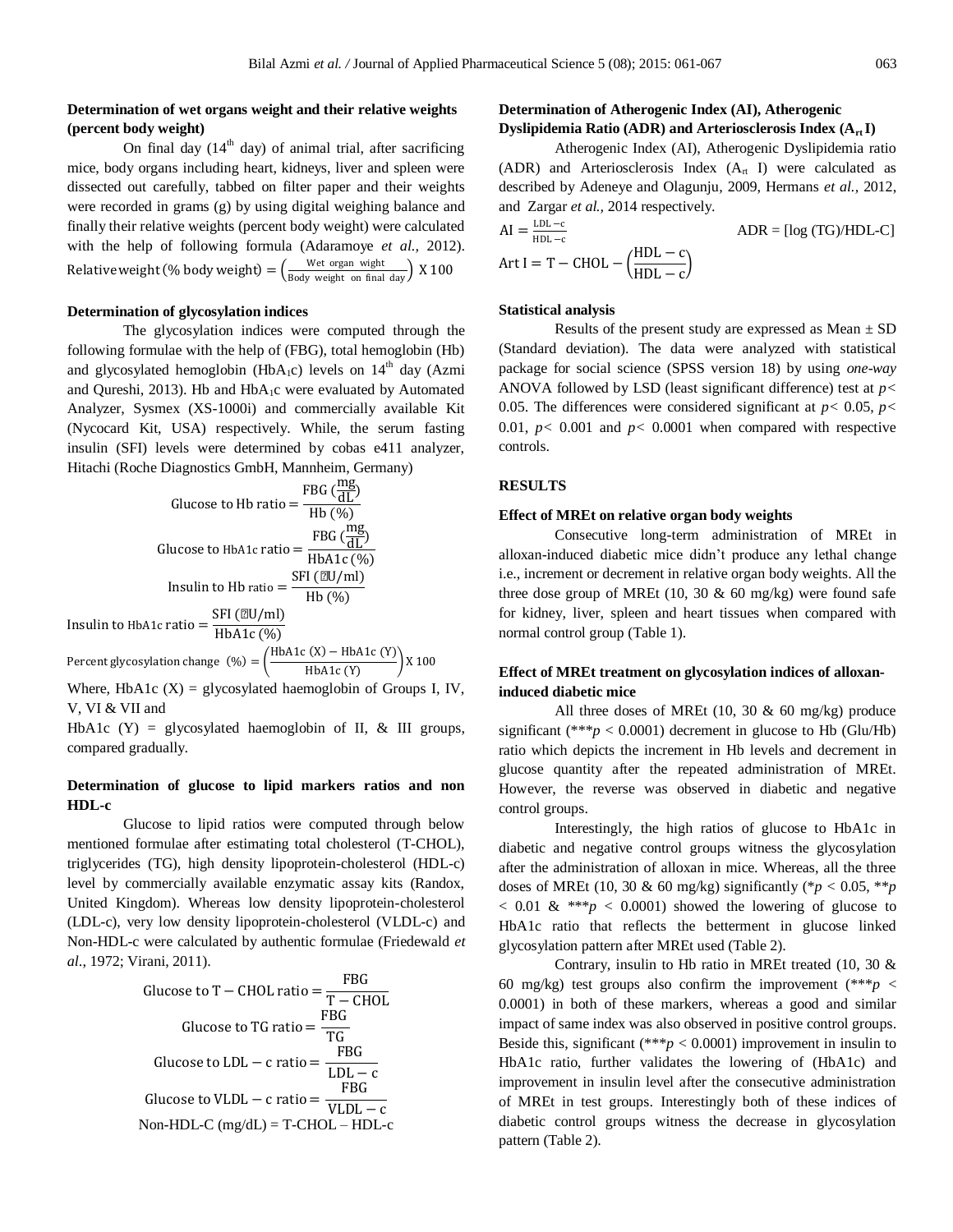### Determination of wet organs weight and their relative weights (percent body weight)

On final day (14th day) of animal trial, after sacrificing mice, body organs including heart, kidneys, liver and spleen were dissected out carefully, tabbed on filter paper and their weights were recorded in grams (g) by using digital weighing balance and finally their relative weights (percent body weight) were calculated with the help of following formula (Adaramoye *et al.,* 2012).

$$\text{Relative weight (\% body weight)} = \left(\frac{\text{Wet organ wight}}{\text{Body weight on final day}}\right) \text{X } 100$$

### Determination of glycosylation indices

The glycosylation indices were computed through the following formulae with the help of (FBG), total hemoglobin (Hb) and glycosylated hemoglobin ($HbA_1c$) levels on 14th day (Azmi and Qureshi, 2013). Hb and $HbA_1c$ were evaluated by Automated Analyzer, Sysmex (XS-1000i) and commercially available Kit (Nycocard Kit, USA) respectively. While, the serum fasting insulin (SFI) levels were determined by cobas e411 analyzer, Hitachi (Roche Diagnostics GmbH, Mannheim, Germany)

$$\text{Glucose to Hb ratio} = \frac{\text{FBG }(\frac{\text{mg}}{\text{dL}})}{\text{Hb (\%)}}$$

$$\text{Glucose to HbA1c ratio} = \frac{\text{FBG }(\frac{\text{mg}}{\text{dL}})}{\text{HbA1c (\%)}}$$

$$\text{Insulin to Hb ratio} = \frac{\text{SFI }(\mu\text{U/ml})}{\text{Hb (\%)}}$$

$$\text{Insulin to HbA1c ratio} = \frac{\text{SFI }(\mu\text{U/ml})}{\text{HbA1c (\%)}}$$

$$\text{Percent glycosylation change (\%)} = \left(\frac{\text{HbA1c (X)} - \text{HbA1c (Y)}}{\text{HbA1c (Y)}}\right) \text{X } 100$$

Where, HbA1c (X) = glycosylated haemoglobin of Groups I, IV, V, VI & VII and

HbA1c (Y) = glycosylated haemoglobin of II, & III groups, compared gradually.

### Determination of glucose to lipid markers ratios and non HDL-c

Glucose to lipid ratios were computed through below mentioned formulae after estimating total cholesterol (T-CHOL), triglycerides (TG), high density lipoprotein-cholesterol (HDL-c) level by commercially available enzymatic assay kits (Randox, United Kingdom). Whereas low density lipoprotein-cholesterol (LDL-c), very low density lipoprotein-cholesterol (VLDL-c) and Non-HDL-c were calculated by authentic formulae (Friedewald *et al*., 1972; Virani, 2011).

$$\text{Glucose to T} - \text{CHOL ratio} = \frac{\text{FBG}}{\text{T} - \text{CHOL}}$$

$$\text{Glucose to TG ratio} = \frac{\text{FBG}}{\text{TG}}$$

$$\text{Glucose to LDL} - \text{c ratio} = \frac{\text{FBG}}{\text{LDL} - \text{c}}$$

$$\text{Glucose to VLDL} - \text{c ratio} = \frac{\text{FBG}}{\text{VLDL} - \text{c}}$$

$$\text{Non-HDL-C (mg/dL)} = \text{T-CHOL} - \text{HDL-c}$$

### Determination of Atherogenic Index (AI), Atherogenic Dyslipidemia Ratio (ADR) and Arteriosclerosis Index ($A_{rt}$ I)

Atherogenic Index (AI), Atherogenic Dyslipidemia ratio (ADR) and Arteriosclerosis Index ($A_{rt}$ I) were calculated as described by Adeneye and Olagunju, 2009, Hermans *et al.,* 2012, and Zargar *et al.,* 2014 respectively.

$$\text{AI} = \frac{\text{LDL} - \text{c}}{\text{HDL} - \text{c}} \qquad \text{ADR} = [\log \text{(TG)/HDL-C}]$$

$$\text{Art I} = \text{T} - \text{CHOL} - \left(\frac{\text{HDL} - \text{c}}{\text{HDL} - \text{c}}\right)$$

### Statistical analysis

Results of the present study are expressed as Mean ± SD (Standard deviation). The data were analyzed with statistical package for social science (SPSS version 18) by using *one-way* ANOVA followed by LSD (least significant difference) test at $p < 0.05$. The differences were considered significant at $p < 0.05$, $p < 0.01$, $p < 0.001$ and $p < 0.0001$ when compared with respective controls.

## RESULTS

### Effect of MREt on relative organ body weights

Consecutive long-term administration of MREt in alloxan-induced diabetic mice didn't produce any lethal change i.e., increment or decrement in relative organ body weights. All the three dose group of MREt (10, 30 & 60 mg/kg) were found safe for kidney, liver, spleen and heart tissues when compared with normal control group (Table 1).

### Effect of MREt treatment on glycosylation indices of alloxan-induced diabetic mice

All three doses of MREt (10, 30 & 60 mg/kg) produce significant (***$p < 0.0001$) decrement in glucose to Hb (Glu/Hb) ratio which depicts the increment in Hb levels and decrement in glucose quantity after the repeated administration of MREt. However, the reverse was observed in diabetic and negative control groups.

Interestingly, the high ratios of glucose to HbA1c in diabetic and negative control groups witness the glycosylation after the administration of alloxan in mice. Whereas, all the three doses of MREt (10, 30 & 60 mg/kg) significantly (*$p < 0.05$, **$p < 0.01$ & ***$p < 0.0001$) showed the lowering of glucose to HbA1c ratio that reflects the betterment in glucose linked glycosylation pattern after MREt used (Table 2).

Contrary, insulin to Hb ratio in MREt treated (10, 30 & 60 mg/kg) test groups also confirm the improvement (***$p < 0.0001$) in both of these markers, whereas a good and similar impact of same index was also observed in positive control groups. Beside this, significant (***$p < 0.0001$) improvement in insulin to HbA1c ratio, further validates the lowering of (HbA1c) and improvement in insulin level after the consecutive administration of MREt in test groups. Interestingly both of these indices of diabetic control groups witness the decrease in glycosylation pattern (Table 2).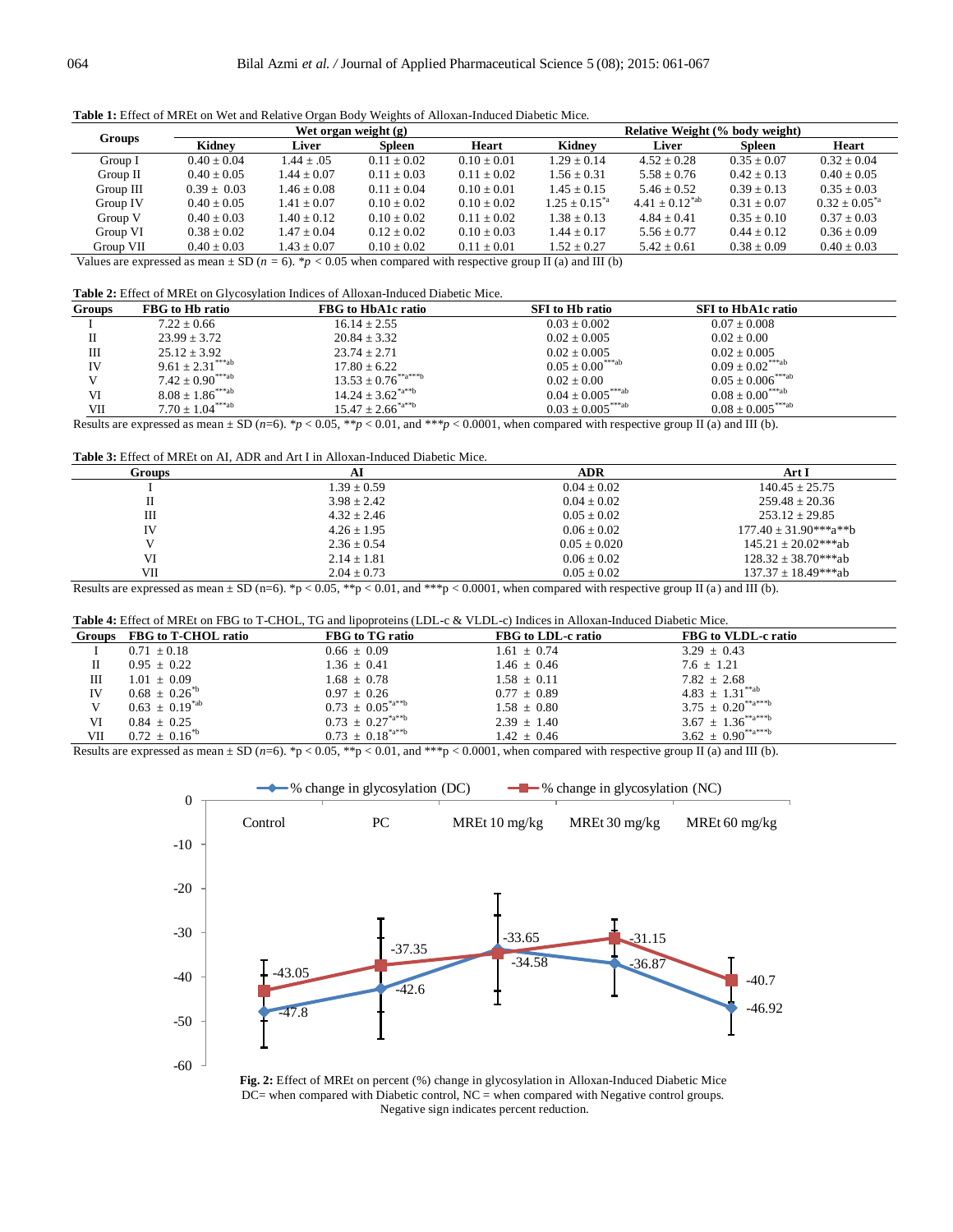**Table 1:** Effect of MREt on Wet and Relative Organ Body Weights of Alloxan-Induced Diabetic Mice.

| Groups | Wet organ weight (g) | | | | Relative Weight (% body weight) | | | |
|---|---|---|---|---|---|---|---|---|
| | Kidney | Liver | Spleen | Heart | Kidney | Liver | Spleen | Heart |
| Group I | 0.40 ± 0.04 | 1.44 ± .05 | 0.11 ± 0.02 | 0.10 ± 0.01 | 1.29 ± 0.14 | 4.52 ± 0.28 | 0.35 ± 0.07 | 0.32 ± 0.04 |
| Group II | 0.40 ± 0.05 | 1.44 ± 0.07 | 0.11 ± 0.03 | 0.11 ± 0.02 | 1.56 ± 0.31 | 5.58 ± 0.76 | 0.42 ± 0.13 | 0.40 ± 0.05 |
| Group III | 0.39 ± 0.03 | 1.46 ± 0.08 | 0.11 ± 0.04 | 0.10 ± 0.01 | 1.45 ± 0.15 | 5.46 ± 0.52 | 0.39 ± 0.13 | 0.35 ± 0.03 |
| Group IV | 0.40 ± 0.05 | 1.41 ± 0.07 | 0.10 ± 0.02 | 0.10 ± 0.02 | 1.25 ± 0.15*a | 4.41 ± 0.12*ab | 0.31 ± 0.07 | 0.32 ± 0.05*a |
| Group V | 0.40 ± 0.03 | 1.40 ± 0.12 | 0.10 ± 0.02 | 0.11 ± 0.02 | 1.38 ± 0.13 | 4.84 ± 0.41 | 0.35 ± 0.10 | 0.37 ± 0.03 |
| Group VI | 0.38 ± 0.02 | 1.47 ± 0.04 | 0.12 ± 0.02 | 0.10 ± 0.03 | 1.44 ± 0.17 | 5.56 ± 0.77 | 0.44 ± 0.12 | 0.36 ± 0.09 |
| Group VII | 0.40 ± 0.03 | 1.43 ± 0.07 | 0.10 ± 0.02 | 0.11 ± 0.01 | 1.52 ± 0.27 | 5.42 ± 0.61 | 0.38 ± 0.09 | 0.40 ± 0.03 |

Values are expressed as mean ± SD ($n$ = 6). *$p$ < 0.05 when compared with respective group II (a) and III (b)

**Table 2:** Effect of MREt on Glycosylation Indices of Alloxan-Induced Diabetic Mice.

| Groups | FBG to Hb ratio | FBG to HbA1c ratio | SFI to Hb ratio | SFI to HbA1c ratio |
|---|---|---|---|---|
| I | 7.22 ± 0.66 | 16.14 ± 2.55 | 0.03 ± 0.002 | 0.07 ± 0.008 |
| II | 23.99 ± 3.72 | 20.84 ± 3.32 | 0.02 ± 0.005 | 0.02 ± 0.00 |
| III | 25.12 ± 3.92 | 23.74 ± 2.71 | 0.02 ± 0.005 | 0.02 ± 0.005 |
| IV | 9.61 ± 2.31***ab | 17.80 ± 6.22 | 0.05 ± 0.00***ab | 0.09 ± 0.02***ab |
| V | 7.42 ± 0.90***ab | 13.53 ± 0.76**a***b | 0.02 ± 0.00 | 0.05 ± 0.006***ab |
| VI | 8.08 ± 1.86***ab | 14.24 ± 3.62*a**b | 0.04 ± 0.005***ab | 0.08 ± 0.00***ab |
| VII | 7.70 ± 1.04***ab | 15.47 ± 2.66*a**b | 0.03 ± 0.005***ab | 0.08 ± 0.005***ab |

Results are expressed as mean ± SD ($n$=6). *$p$ < 0.05, **$p$ < 0.01, and ***$p$ < 0.0001, when compared with respective group II (a) and III (b).

**Table 3:** Effect of MREt on AI, ADR and Art I in Alloxan-Induced Diabetic Mice.

| Groups | AI | ADR | Art I |
|---|---|---|---|
| I | 1.39 ± 0.59 | 0.04 ± 0.02 | 140.45 ± 25.75 |
| II | 3.98 ± 2.42 | 0.04 ± 0.02 | 259.48 ± 20.36 |
| III | 4.32 ± 2.46 | 0.05 ± 0.02 | 253.12 ± 29.85 |
| IV | 4.26 ± 1.95 | 0.06 ± 0.02 | 177.40 ± 31.90***a**b |
| V | 2.36 ± 0.54 | 0.05 ± 0.020 | 145.21 ± 20.02***ab |
| VI | 2.14 ± 1.81 | 0.06 ± 0.02 | 128.32 ± 38.70***ab |
| VII | 2.04 ± 0.73 | 0.05 ± 0.02 | 137.37 ± 18.49***ab |

Results are expressed as mean ± SD (n=6). *p < 0.05, **p < 0.01, and ***p < 0.0001, when compared with respective group II (a) and III (b).

**Table 4:** Effect of MREt on FBG to T-CHOL, TG and lipoproteins (LDL-c & VLDL-c) Indices in Alloxan-Induced Diabetic Mice.

| Groups | FBG to T-CHOL ratio | FBG to TG ratio | FBG to LDL-c ratio | FBG to VLDL-c ratio |
|---|---|---|---|---|
| I | 0.71 ± 0.18 | 0.66 ± 0.09 | 1.61 ± 0.74 | 3.29 ± 0.43 |
| II | 0.95 ± 0.22 | 1.36 ± 0.41 | 1.46 ± 0.46 | 7.6 ± 1.21 |
| III | 1.01 ± 0.09 | 1.68 ± 0.78 | 1.58 ± 0.11 | 7.82 ± 2.68 |
| IV | 0.68 ± 0.26*b | 0.97 ± 0.26 | 0.77 ± 0.89 | 4.83 ± 1.31**ab |
| V | 0.63 ± 0.19*ab | 0.73 ± 0.05*a**b | 1.58 ± 0.80 | 3.75 ± 0.20**a***b |
| VI | 0.84 ± 0.25 | 0.73 ± 0.27*a**b | 2.39 ± 1.40 | 3.67 ± 1.36**a***b |
| VII | 0.72 ± 0.16*b | 0.73 ± 0.18*a**b | 1.42 ± 0.46 | 3.62 ± 0.90**a***b |

Results are expressed as mean ± SD ($n$=6). *p < 0.05, **p < 0.01, and ***p < 0.0001, when compared with respective group II (a) and III (b).

**Fig. 2:** Effect of MREt on percent (%) change in glycosylation in Alloxan-Induced Diabetic Mice DC= when compared with Diabetic control, NC = when compared with Negative control groups. Negative sign indicates percent reduction.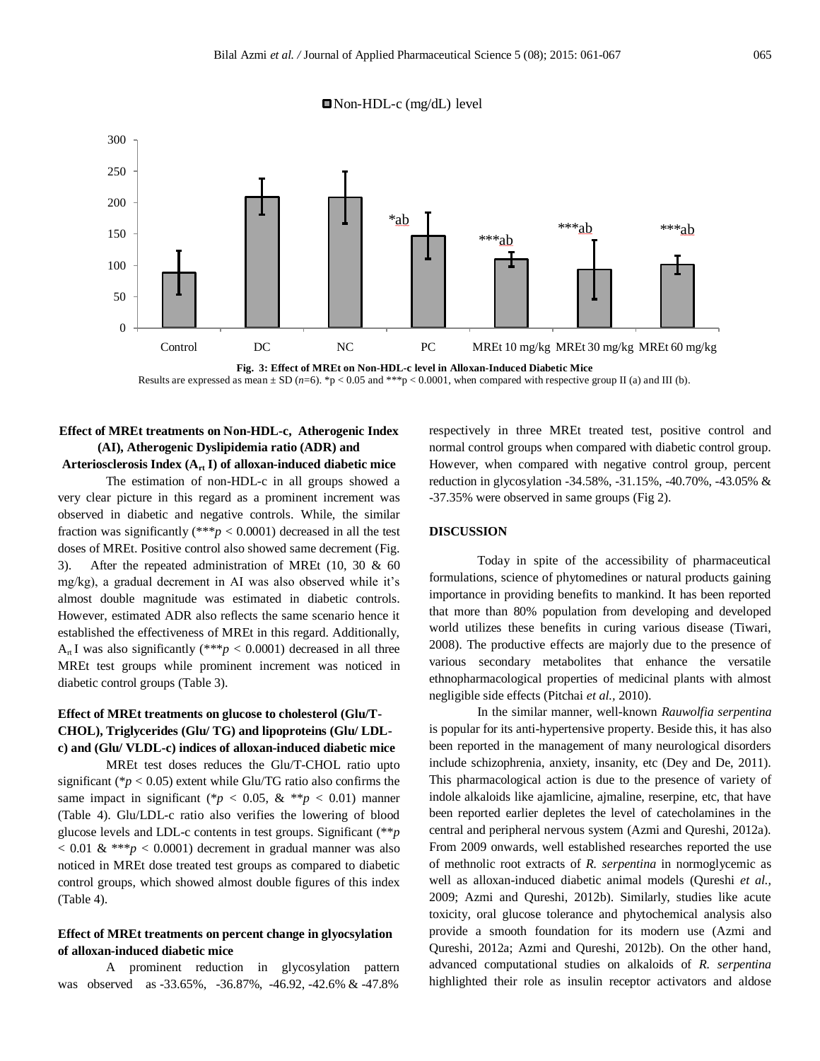Fig. 3: Effect of MREt on Non-HDL-c level in Alloxan-Induced Diabetic Mice

Results are expressed as mean ± SD ($n$=6). *p < 0.05 and ***p < 0.0001, when compared with respective group II (a) and III (b).

### Effect of MREt treatments on Non-HDL-c, Atherogenic Index (AI), Atherogenic Dyslipidemia ratio (ADR) and Arteriosclerosis Index ($A_{rt}$ I) of alloxan-induced diabetic mice

The estimation of non-HDL-c in all groups showed a very clear picture in this regard as a prominent increment was observed in diabetic and negative controls. While, the similar fraction was significantly (***$p < 0.0001$) decreased in all the test doses of MREt. Positive control also showed same decrement (Fig. 3). After the repeated administration of MREt (10, 30 & 60 mg/kg), a gradual decrement in AI was also observed while it's almost double magnitude was estimated in diabetic controls. However, estimated ADR also reflects the same scenario hence it established the effectiveness of MREt in this regard. Additionally, $A_{rt}$ I was also significantly (***$p < 0.0001$) decreased in all three MREt test groups while prominent increment was noticed in diabetic control groups (Table 3).

### Effect of MREt treatments on glucose to cholesterol (Glu/T-CHOL), Triglycerides (Glu/ TG) and lipoproteins (Glu/ LDL-c) and (Glu/ VLDL-c) indices of alloxan-induced diabetic mice

MREt test doses reduces the Glu/T-CHOL ratio upto significant (*$p < 0.05$) extent while Glu/TG ratio also confirms the same impact in significant (*$p < 0.05$, & **$p < 0.01$) manner (Table 4). Glu/LDL-c ratio also verifies the lowering of blood glucose levels and LDL-c contents in test groups. Significant (**$p < 0.01$ & ***$p < 0.0001$) decrement in gradual manner was also noticed in MREt dose treated test groups as compared to diabetic control groups, which showed almost double figures of this index (Table 4).

### Effect of MREt treatments on percent change in glyocsylation of alloxan-induced diabetic mice

A prominent reduction in glycosylation pattern was observed as -33.65%, -36.87%, -46.92, -42.6% & -47.8% respectively in three MREt treated test, positive control and normal control groups when compared with diabetic control group. However, when compared with negative control group, percent reduction in glycosylation -34.58%, -31.15%, -40.70%, -43.05% & -37.35% were observed in same groups (Fig 2).

## DISCUSSION

Today in spite of the accessibility of pharmaceutical formulations, science of phytomedines or natural products gaining importance in providing benefits to mankind. It has been reported that more than 80% population from developing and developed world utilizes these benefits in curing various disease (Tiwari, 2008). The productive effects are majorly due to the presence of various secondary metabolites that enhance the versatile ethnopharmacological properties of medicinal plants with almost negligible side effects (Pitchai *et al.*, 2010).

In the similar manner, well-known *Rauwolfia serpentina* is popular for its anti-hypertensive property. Beside this, it has also been reported in the management of many neurological disorders include schizophrenia, anxiety, insanity, etc (Dey and De, 2011). This pharmacological action is due to the presence of variety of indole alkaloids like ajamlicine, ajmaline, reserpine, etc, that have been reported earlier depletes the level of catecholamines in the central and peripheral nervous system (Azmi and Qureshi, 2012a). From 2009 onwards, well established researches reported the use of methnolic root extracts of *R. serpentina* in normoglycemic as well as alloxan-induced diabetic animal models (Qureshi *et al.*, 2009; Azmi and Qureshi, 2012b). Similarly, studies like acute toxicity, oral glucose tolerance and phytochemical analysis also provide a smooth foundation for its modern use (Azmi and Qureshi, 2012a; Azmi and Qureshi, 2012b). On the other hand, advanced computational studies on alkaloids of *R. serpentina* highlighted their role as insulin receptor activators and aldose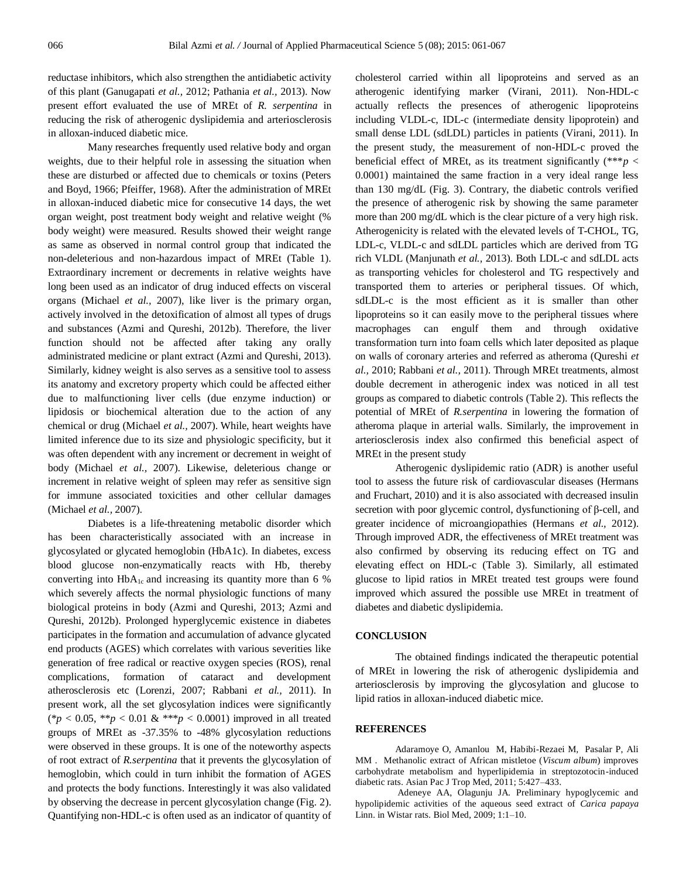reductase inhibitors, which also strengthen the antidiabetic activity of this plant (Ganugapati *et al.,* 2012; Pathania *et al.,* 2013). Now present effort evaluated the use of MREt of *R. serpentina* in reducing the risk of atherogenic dyslipidemia and arteriosclerosis in alloxan-induced diabetic mice.

Many researches frequently used relative body and organ weights, due to their helpful role in assessing the situation when these are disturbed or affected due to chemicals or toxins (Peters and Boyd, 1966; Pfeiffer, 1968). After the administration of MREt in alloxan-induced diabetic mice for consecutive 14 days, the wet organ weight, post treatment body weight and relative weight (% body weight) were measured. Results showed their weight range as same as observed in normal control group that indicated the non-deleterious and non-hazardous impact of MREt (Table 1). Extraordinary increment or decrements in relative weights have long been used as an indicator of drug induced effects on visceral organs (Michael *et al.,* 2007), like liver is the primary organ, actively involved in the detoxification of almost all types of drugs and substances (Azmi and Qureshi, 2012b). Therefore, the liver function should not be affected after taking any orally administrated medicine or plant extract (Azmi and Qureshi, 2013). Similarly, kidney weight is also serves as a sensitive tool to assess its anatomy and excretory property which could be affected either due to malfunctioning liver cells (due enzyme induction) or lipidosis or biochemical alteration due to the action of any chemical or drug (Michael *et al.,* 2007). While, heart weights have limited inference due to its size and physiologic specificity, but it was often dependent with any increment or decrement in weight of body (Michael *et al.,* 2007). Likewise, deleterious change or increment in relative weight of spleen may refer as sensitive sign for immune associated toxicities and other cellular damages (Michael *et al.,* 2007).

Diabetes is a life-threatening metabolic disorder which has been characteristically associated with an increase in glycosylated or glycated hemoglobin (HbA1c). In diabetes, excess blood glucose non-enzymatically reacts with Hb, thereby converting into $HbA_{1c}$ and increasing its quantity more than 6 % which severely affects the normal physiologic functions of many biological proteins in body (Azmi and Qureshi, 2013; Azmi and Qureshi, 2012b). Prolonged hyperglycemic existence in diabetes participates in the formation and accumulation of advance glycated end products (AGES) which correlates with various severities like generation of free radical or reactive oxygen species (ROS), renal complications, formation of cataract and development atherosclerosis etc (Lorenzi, 2007; Rabbani *et al.,* 2011). In present work, all the set glycosylation indices were significantly ($*p < 0.05$, $**p < 0.01$ & $***p < 0.0001$) improved in all treated groups of MREt as -37.35% to -48% glycosylation reductions were observed in these groups. It is one of the noteworthy aspects of root extract of *R.serpentina* that it prevents the glycosylation of hemoglobin, which could in turn inhibit the formation of AGES and protects the body functions. Interestingly it was also validated by observing the decrease in percent glycosylation change (Fig. 2). Quantifying non-HDL-c is often used as an indicator of quantity of cholesterol carried within all lipoproteins and served as an atherogenic identifying marker (Virani, 2011). Non-HDL-c actually reflects the presences of atherogenic lipoproteins including VLDL-c, IDL-c (intermediate density lipoprotein) and small dense LDL (sdLDL) particles in patients (Virani, 2011). In the present study, the measurement of non-HDL-c proved the beneficial effect of MREt, as its treatment significantly ($***p < 0.0001$) maintained the same fraction in a very ideal range less than 130 mg/dL (Fig. 3). Contrary, the diabetic controls verified the presence of atherogenic risk by showing the same parameter more than 200 mg/dL which is the clear picture of a very high risk. Atherogenicity is related with the elevated levels of T-CHOL, TG, LDL-c, VLDL-c and sdLDL particles which are derived from TG rich VLDL (Manjunath *et al.,* 2013). Both LDL-c and sdLDL acts as transporting vehicles for cholesterol and TG respectively and transported them to arteries or peripheral tissues. Of which, sdLDL-c is the most efficient as it is smaller than other lipoproteins so it can easily move to the peripheral tissues where macrophages can engulf them and through oxidative transformation turn into foam cells which later deposited as plaque on walls of coronary arteries and referred as atheroma (Qureshi *et al.,* 2010; Rabbani *et al.,* 2011). Through MREt treatments, almost double decrement in atherogenic index was noticed in all test groups as compared to diabetic controls (Table 2). This reflects the potential of MREt of *R.serpentina* in lowering the formation of atheroma plaque in arterial walls. Similarly, the improvement in arteriosclerosis index also confirmed this beneficial aspect of MREt in the present study

Atherogenic dyslipidemic ratio (ADR) is another useful tool to assess the future risk of cardiovascular diseases (Hermans and Fruchart, 2010) and it is also associated with decreased insulin secretion with poor glycemic control, dysfunctioning of β-cell, and greater incidence of microangiopathies (Hermans *et al.,* 2012). Through improved ADR, the effectiveness of MREt treatment was also confirmed by observing its reducing effect on TG and elevating effect on HDL-c (Table 3). Similarly, all estimated glucose to lipid ratios in MREt treated test groups were found improved which assured the possible use MREt in treatment of diabetes and diabetic dyslipidemia.

## CONCLUSION

The obtained findings indicated the therapeutic potential of MREt in lowering the risk of atherogenic dyslipidemia and arteriosclerosis by improving the glycosylation and glucose to lipid ratios in alloxan-induced diabetic mice.

## REFERENCES

Adaramoye O, Amanlou M, Habibi-Rezaei M, Pasalar P, Ali MM . Methanolic extract of African mistletoe (*Viscum album*) improves carbohydrate metabolism and hyperlipidemia in streptozotocin-induced diabetic rats. Asian Pac J Trop Med, 2011; 5:427–433.

Adeneye AA, Olagunju JA. Preliminary hypoglycemic and hypolipidemic activities of the aqueous seed extract of *Carica papaya* Linn. in Wistar rats. Biol Med, 2009; 1:1–10.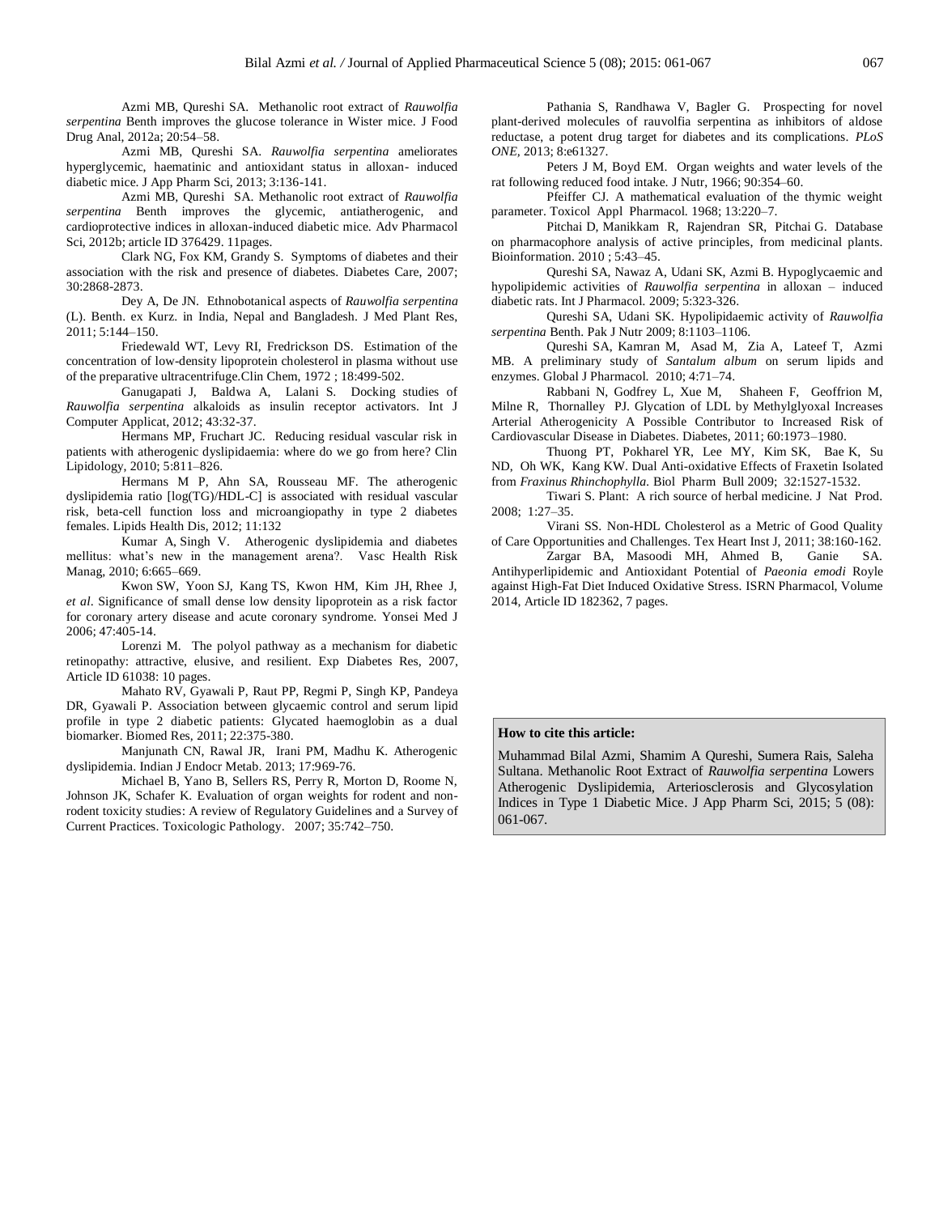Azmi MB, Qureshi SA. Methanolic root extract of *Rauwolfia serpentina* Benth improves the glucose tolerance in Wister mice. J Food Drug Anal, 2012a; 20:54–58.

Azmi MB, Qureshi SA. *Rauwolfia serpentina* ameliorates hyperglycemic, haematinic and antioxidant status in alloxan- induced diabetic mice. J App Pharm Sci, 2013; 3:136-141.

Azmi MB, Qureshi SA. Methanolic root extract of *Rauwolfia serpentina* Benth improves the glycemic, antiatherogenic, and cardioprotective indices in alloxan-induced diabetic mice. Adv Pharmacol Sci, 2012b; article ID 376429. 11pages.

Clark NG, Fox KM, Grandy S. Symptoms of diabetes and their association with the risk and presence of diabetes. Diabetes Care, 2007; 30:2868-2873.

Dey A, De JN. Ethnobotanical aspects of *Rauwolfia serpentina* (L). Benth. ex Kurz. in India, Nepal and Bangladesh. J Med Plant Res, 2011; 5:144–150.

Friedewald WT, Levy RI, Fredrickson DS. Estimation of the concentration of low-density lipoprotein cholesterol in plasma without use of the preparative ultracentrifuge.Clin Chem, 1972 ; 18:499-502.

Ganugapati J, Baldwa A, Lalani S. Docking studies of *Rauwolfia serpentina* alkaloids as insulin receptor activators. Int J Computer Applicat, 2012; 43:32-37.

Hermans MP, Fruchart JC. Reducing residual vascular risk in patients with atherogenic dyslipidaemia: where do we go from here? Clin Lipidology, 2010; 5:811–826.

Hermans M P, Ahn SA, Rousseau MF. The atherogenic dyslipidemia ratio [log(TG)/HDL-C] is associated with residual vascular risk, beta-cell function loss and microangiopathy in type 2 diabetes females. Lipids Health Dis, 2012; 11:132

Kumar A, Singh V. Atherogenic dyslipidemia and diabetes mellitus: what's new in the management arena?. Vasc Health Risk Manag, 2010; 6:665–669.

Kwon SW, Yoon SJ, Kang TS, Kwon HM, Kim JH, Rhee J, *et al*. Significance of small dense low density lipoprotein as a risk factor for coronary artery disease and acute coronary syndrome. Yonsei Med J 2006; 47:405-14.

Lorenzi M. The polyol pathway as a mechanism for diabetic retinopathy: attractive, elusive, and resilient. Exp Diabetes Res, 2007, Article ID 61038: 10 pages.

Mahato RV, Gyawali P, Raut PP, Regmi P, Singh KP, Pandeya DR, Gyawali P. Association between glycaemic control and serum lipid profile in type 2 diabetic patients: Glycated haemoglobin as a dual biomarker. Biomed Res, 2011; 22:375-380.

Manjunath CN, Rawal JR, Irani PM, Madhu K. Atherogenic dyslipidemia. Indian J Endocr Metab. 2013; 17:969-76.

Michael B, Yano B, Sellers RS, Perry R, Morton D, Roome N, Johnson JK, Schafer K. Evaluation of organ weights for rodent and non-rodent toxicity studies: A review of Regulatory Guidelines and a Survey of Current Practices. Toxicologic Pathology. 2007; 35:742–750.

Pathania S, Randhawa V, Bagler G. Prospecting for novel plant-derived molecules of rauvolfia serpentina as inhibitors of aldose reductase, a potent drug target for diabetes and its complications. *PLoS ONE*, 2013; 8:e61327.

Peters J M, Boyd EM. Organ weights and water levels of the rat following reduced food intake. J Nutr, 1966; 90:354–60.

Pfeiffer CJ. A mathematical evaluation of the thymic weight parameter. Toxicol Appl Pharmacol. 1968; 13:220–7.

Pitchai D, Manikkam R, Rajendran SR, Pitchai G. Database on pharmacophore analysis of active principles, from medicinal plants. Bioinformation. 2010 ; 5:43–45.

Qureshi SA, Nawaz A, Udani SK, Azmi B. Hypoglycaemic and hypolipidemic activities of *Rauwolfia serpentina* in alloxan – induced diabetic rats. Int J Pharmacol. 2009; 5:323-326.

Qureshi SA, Udani SK. Hypolipidaemic activity of *Rauwolfia serpentina* Benth. Pak J Nutr 2009; 8:1103–1106.

Qureshi SA, Kamran M, Asad M, Zia A, Lateef T, Azmi MB. A preliminary study of *Santalum album* on serum lipids and enzymes. Global J Pharmacol. 2010; 4:71–74.

Rabbani N, Godfrey L, Xue M, Shaheen F, Geoffrion M, Milne R, Thornalley PJ. Glycation of LDL by Methylglyoxal Increases Arterial Atherogenicity A Possible Contributor to Increased Risk of Cardiovascular Disease in Diabetes. Diabetes, 2011; 60:1973–1980.

Thuong PT, Pokharel YR, Lee MY, Kim SK, Bae K, Su ND, Oh WK, Kang KW. Dual Anti-oxidative Effects of Fraxetin Isolated from *Fraxinus Rhinchophylla.* Biol Pharm Bull 2009; 32:1527-1532.

Tiwari S. Plant: A rich source of herbal medicine. J Nat Prod. 2008; 1:27–35.

Virani SS. Non-HDL Cholesterol as a Metric of Good Quality of Care Opportunities and Challenges. Tex Heart Inst J, 2011; 38:160-162.

Zargar BA, Masoodi MH, Ahmed B, Ganie SA. Antihyperlipidemic and Antioxidant Potential of *Paeonia emodi* Royle against High-Fat Diet Induced Oxidative Stress. ISRN Pharmacol, Volume 2014, Article ID 182362, 7 pages.

**How to cite this article:**

Muhammad Bilal Azmi, Shamim A Qureshi, Sumera Rais, Saleha Sultana. Methanolic Root Extract of *Rauwolfia serpentina* Lowers Atherogenic Dyslipidemia, Arteriosclerosis and Glycosylation Indices in Type 1 Diabetic Mice. J App Pharm Sci, 2015; 5 (08): 061-067.